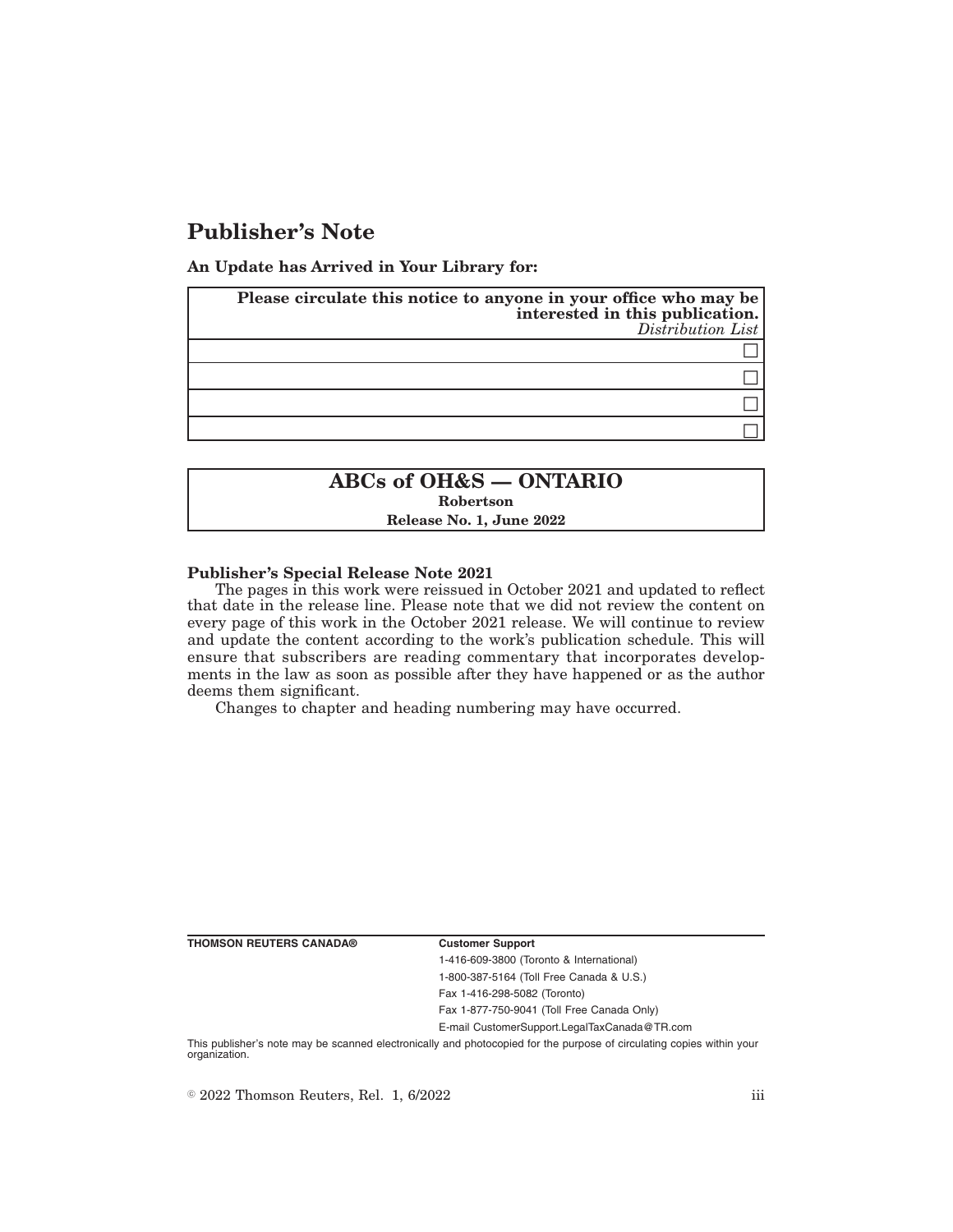# Publisher's Note

**An Update has Arrived in Your Library for:**

| **Please circulate this notice to anyone in your office who may be interested in this publication.** *Distribution List* |
|---|
| ☐ |
| ☐ |
| ☐ |
| ☐ |

| **ABCs of OH&S — ONTARIO** |
|---|
| **Robertson** |
| **Release No. 1, June 2022** |

**Publisher's Special Release Note 2021**

The pages in this work were reissued in October 2021 and updated to reflect that date in the release line. Please note that we did not review the content on every page of this work in the October 2021 release. We will continue to review and update the content according to the work's publication schedule. This will ensure that subscribers are reading commentary that incorporates developments in the law as soon as possible after they have happened or as the author deems them significant.

Changes to chapter and heading numbering may have occurred.

**THOMSON REUTERS CANADA®**

**Customer Support**

1-416-609-3800 (Toronto & International)

1-800-387-5164 (Toll Free Canada & U.S.)

Fax 1-416-298-5082 (Toronto)

Fax 1-877-750-9041 (Toll Free Canada Only)

E-mail CustomerSupport.LegalTaxCanada@TR.com

This publisher's note may be scanned electronically and photocopied for the purpose of circulating copies within your organization.

© 2022 Thomson Reuters, Rel. 1, 6/2022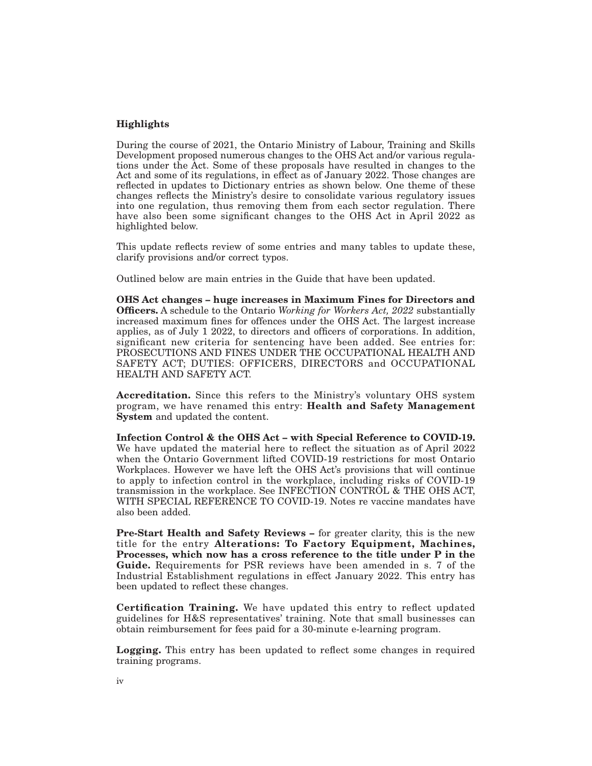## Highlights

During the course of 2021, the Ontario Ministry of Labour, Training and Skills Development proposed numerous changes to the OHS Act and/or various regulations under the Act. Some of these proposals have resulted in changes to the Act and some of its regulations, in effect as of January 2022. Those changes are reflected in updates to Dictionary entries as shown below. One theme of these changes reflects the Ministry's desire to consolidate various regulatory issues into one regulation, thus removing them from each sector regulation. There have also been some significant changes to the OHS Act in April 2022 as highlighted below.

This update reflects review of some entries and many tables to update these, clarify provisions and/or correct typos.

Outlined below are main entries in the Guide that have been updated.

**OHS Act changes – huge increases in Maximum Fines for Directors and Officers.** A schedule to the Ontario *Working for Workers Act, 2022* substantially increased maximum fines for offences under the OHS Act. The largest increase applies, as of July 1 2022, to directors and officers of corporations. In addition, significant new criteria for sentencing have been added. See entries for: PROSECUTIONS AND FINES UNDER THE OCCUPATIONAL HEALTH AND SAFETY ACT; DUTIES: OFFICERS, DIRECTORS and OCCUPATIONAL HEALTH AND SAFETY ACT.

**Accreditation.** Since this refers to the Ministry's voluntary OHS system program, we have renamed this entry: **Health and Safety Management System** and updated the content.

**Infection Control & the OHS Act – with Special Reference to COVID-19.** We have updated the material here to reflect the situation as of April 2022 when the Ontario Government lifted COVID-19 restrictions for most Ontario Workplaces. However we have left the OHS Act's provisions that will continue to apply to infection control in the workplace, including risks of COVID-19 transmission in the workplace. See INFECTION CONTROL & THE OHS ACT, WITH SPECIAL REFERENCE TO COVID-19. Notes re vaccine mandates have also been added.

**Pre-Start Health and Safety Reviews –** for greater clarity, this is the new title for the entry **Alterations: To Factory Equipment, Machines, Processes, which now has a cross reference to the title under P in the Guide.** Requirements for PSR reviews have been amended in s. 7 of the Industrial Establishment regulations in effect January 2022. This entry has been updated to reflect these changes.

**Certification Training.** We have updated this entry to reflect updated guidelines for H&S representatives' training. Note that small businesses can obtain reimbursement for fees paid for a 30-minute e-learning program.

**Logging.** This entry has been updated to reflect some changes in required training programs.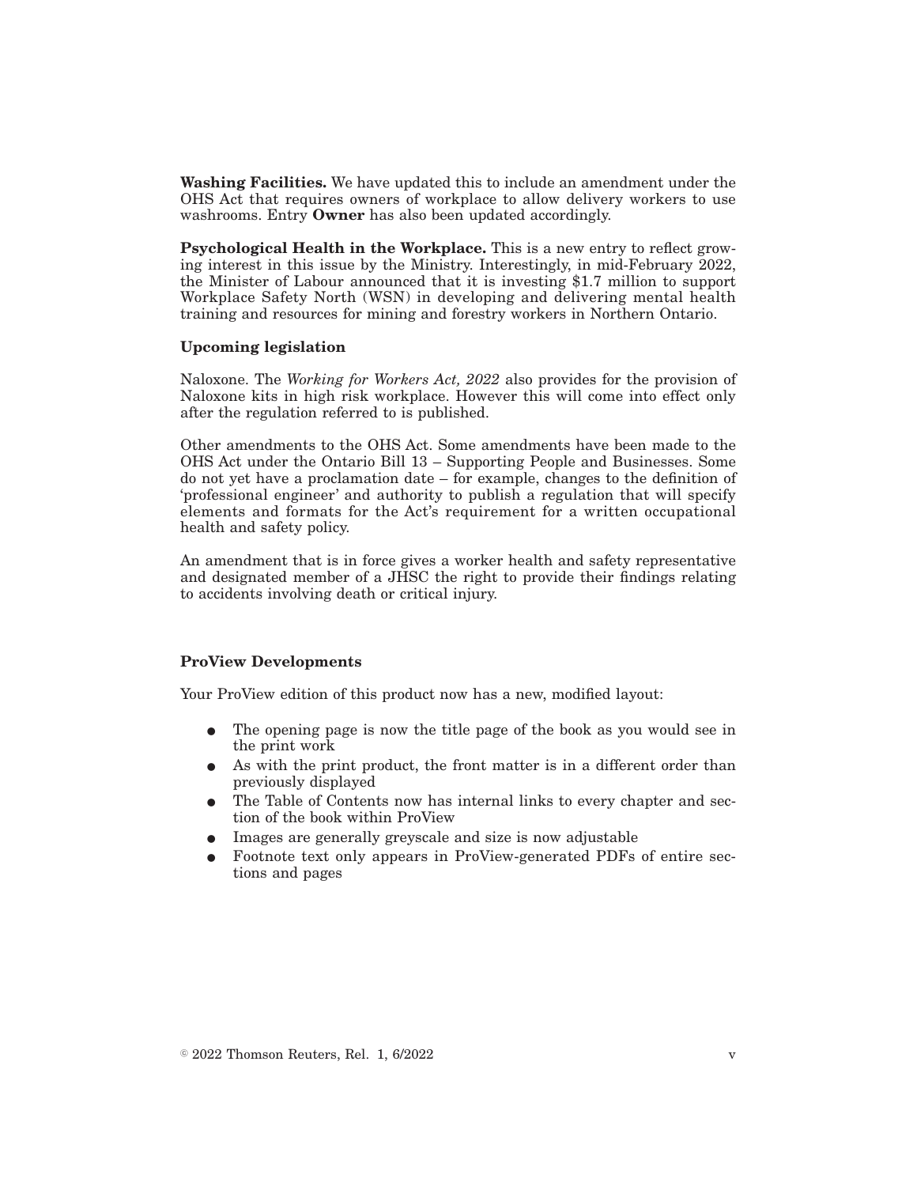**Washing Facilities.** We have updated this to include an amendment under the OHS Act that requires owners of workplace to allow delivery workers to use washrooms. Entry **Owner** has also been updated accordingly.

**Psychological Health in the Workplace.** This is a new entry to reflect growing interest in this issue by the Ministry. Interestingly, in mid-February 2022, the Minister of Labour announced that it is investing $1.7 million to support Workplace Safety North (WSN) in developing and delivering mental health training and resources for mining and forestry workers in Northern Ontario.

**Upcoming legislation**

Naloxone. The *Working for Workers Act, 2022* also provides for the provision of Naloxone kits in high risk workplace. However this will come into effect only after the regulation referred to is published.

Other amendments to the OHS Act. Some amendments have been made to the OHS Act under the Ontario Bill 13 – Supporting People and Businesses. Some do not yet have a proclamation date – for example, changes to the definition of 'professional engineer' and authority to publish a regulation that will specify elements and formats for the Act's requirement for a written occupational health and safety policy.

An amendment that is in force gives a worker health and safety representative and designated member of a JHSC the right to provide their findings relating to accidents involving death or critical injury.

**ProView Developments**

Your ProView edition of this product now has a new, modified layout:

- The opening page is now the title page of the book as you would see in the print work
- As with the print product, the front matter is in a different order than previously displayed
- The Table of Contents now has internal links to every chapter and section of the book within ProView
- Images are generally greyscale and size is now adjustable
- Footnote text only appears in ProView-generated PDFs of entire sections and pages